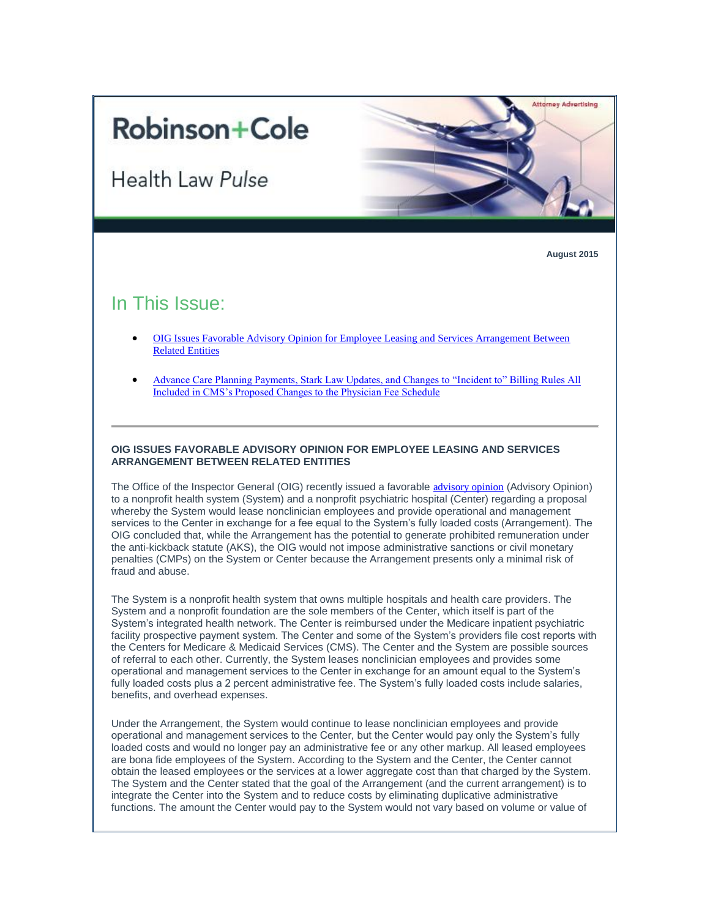Attorney Advertising

# Robinson+Cole

## Health Law *Pulse*

**August 2015**

## In This Issue:

- OIG Issues Favorable Advisory Opinion for Employee Leasing and Services Arrangement Between Related Entities
- Advance Care Planning Payments, Stark Law Updates, and Changes to "Incident to" Billing Rules All Included in CMS's Proposed Changes to the Physician Fee Schedule

---

### OIG ISSUES FAVORABLE ADVISORY OPINION FOR EMPLOYEE LEASING AND SERVICES ARRANGEMENT BETWEEN RELATED ENTITIES

The Office of the Inspector General (OIG) recently issued a favorable advisory opinion (Advisory Opinion) to a nonprofit health system (System) and a nonprofit psychiatric hospital (Center) regarding a proposal whereby the System would lease nonclinician employees and provide operational and management services to the Center in exchange for a fee equal to the System's fully loaded costs (Arrangement). The OIG concluded that, while the Arrangement has the potential to generate prohibited remuneration under the anti-kickback statute (AKS), the OIG would not impose administrative sanctions or civil monetary penalties (CMPs) on the System or Center because the Arrangement presents only a minimal risk of fraud and abuse.

The System is a nonprofit health system that owns multiple hospitals and health care providers. The System and a nonprofit foundation are the sole members of the Center, which itself is part of the System's integrated health network. The Center is reimbursed under the Medicare inpatient psychiatric facility prospective payment system. The Center and some of the System's providers file cost reports with the Centers for Medicare & Medicaid Services (CMS). The Center and the System are possible sources of referral to each other. Currently, the System leases nonclinician employees and provides some operational and management services to the Center in exchange for an amount equal to the System's fully loaded costs plus a 2 percent administrative fee. The System's fully loaded costs include salaries, benefits, and overhead expenses.

Under the Arrangement, the System would continue to lease nonclinician employees and provide operational and management services to the Center, but the Center would pay only the System's fully loaded costs and would no longer pay an administrative fee or any other markup. All leased employees are bona fide employees of the System. According to the System and the Center, the Center cannot obtain the leased employees or the services at a lower aggregate cost than that charged by the System. The System and the Center stated that the goal of the Arrangement (and the current arrangement) is to integrate the Center into the System and to reduce costs by eliminating duplicative administrative functions. The amount the Center would pay to the System would not vary based on volume or value of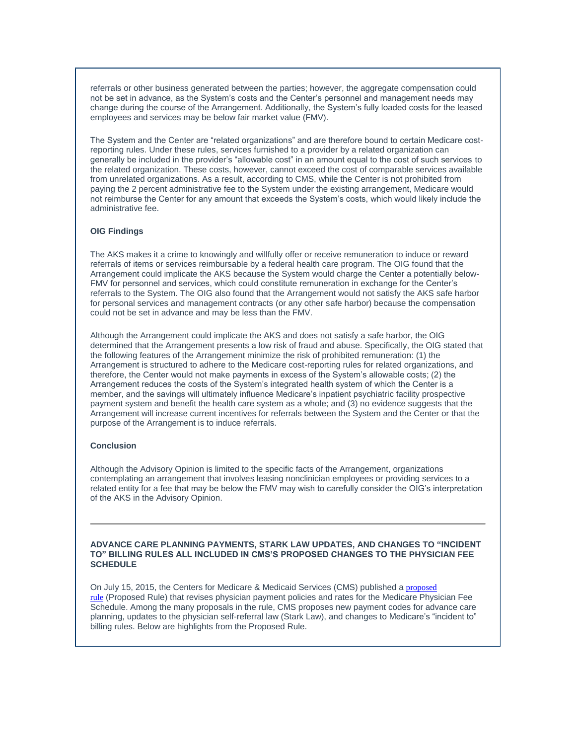referrals or other business generated between the parties; however, the aggregate compensation could not be set in advance, as the System's costs and the Center's personnel and management needs may change during the course of the Arrangement. Additionally, the System's fully loaded costs for the leased employees and services may be below fair market value (FMV).

The System and the Center are "related organizations" and are therefore bound to certain Medicare cost-reporting rules. Under these rules, services furnished to a provider by a related organization can generally be included in the provider's "allowable cost" in an amount equal to the cost of such services to the related organization. These costs, however, cannot exceed the cost of comparable services available from unrelated organizations. As a result, according to CMS, while the Center is not prohibited from paying the 2 percent administrative fee to the System under the existing arrangement, Medicare would not reimburse the Center for any amount that exceeds the System's costs, which would likely include the administrative fee.

**OIG Findings**

The AKS makes it a crime to knowingly and willfully offer or receive remuneration to induce or reward referrals of items or services reimbursable by a federal health care program. The OIG found that the Arrangement could implicate the AKS because the System would charge the Center a potentially below-FMV for personnel and services, which could constitute remuneration in exchange for the Center's referrals to the System. The OIG also found that the Arrangement would not satisfy the AKS safe harbor for personal services and management contracts (or any other safe harbor) because the compensation could not be set in advance and may be less than the FMV.

Although the Arrangement could implicate the AKS and does not satisfy a safe harbor, the OIG determined that the Arrangement presents a low risk of fraud and abuse. Specifically, the OIG stated that the following features of the Arrangement minimize the risk of prohibited remuneration: (1) the Arrangement is structured to adhere to the Medicare cost-reporting rules for related organizations, and therefore, the Center would not make payments in excess of the System's allowable costs; (2) the Arrangement reduces the costs of the System's integrated health system of which the Center is a member, and the savings will ultimately influence Medicare's inpatient psychiatric facility prospective payment system and benefit the health care system as a whole; and (3) no evidence suggests that the Arrangement will increase current incentives for referrals between the System and the Center or that the purpose of the Arrangement is to induce referrals.

**Conclusion**

Although the Advisory Opinion is limited to the specific facts of the Arrangement, organizations contemplating an arrangement that involves leasing nonclinician employees or providing services to a related entity for a fee that may be below the FMV may wish to carefully consider the OIG's interpretation of the AKS in the Advisory Opinion.

---

**ADVANCE CARE PLANNING PAYMENTS, STARK LAW UPDATES, AND CHANGES TO "INCIDENT TO" BILLING RULES ALL INCLUDED IN CMS'S PROPOSED CHANGES TO THE PHYSICIAN FEE SCHEDULE**

On July 15, 2015, the Centers for Medicare & Medicaid Services (CMS) published a proposed rule (Proposed Rule) that revises physician payment policies and rates for the Medicare Physician Fee Schedule. Among the many proposals in the rule, CMS proposes new payment codes for advance care planning, updates to the physician self-referral law (Stark Law), and changes to Medicare's "incident to" billing rules. Below are highlights from the Proposed Rule.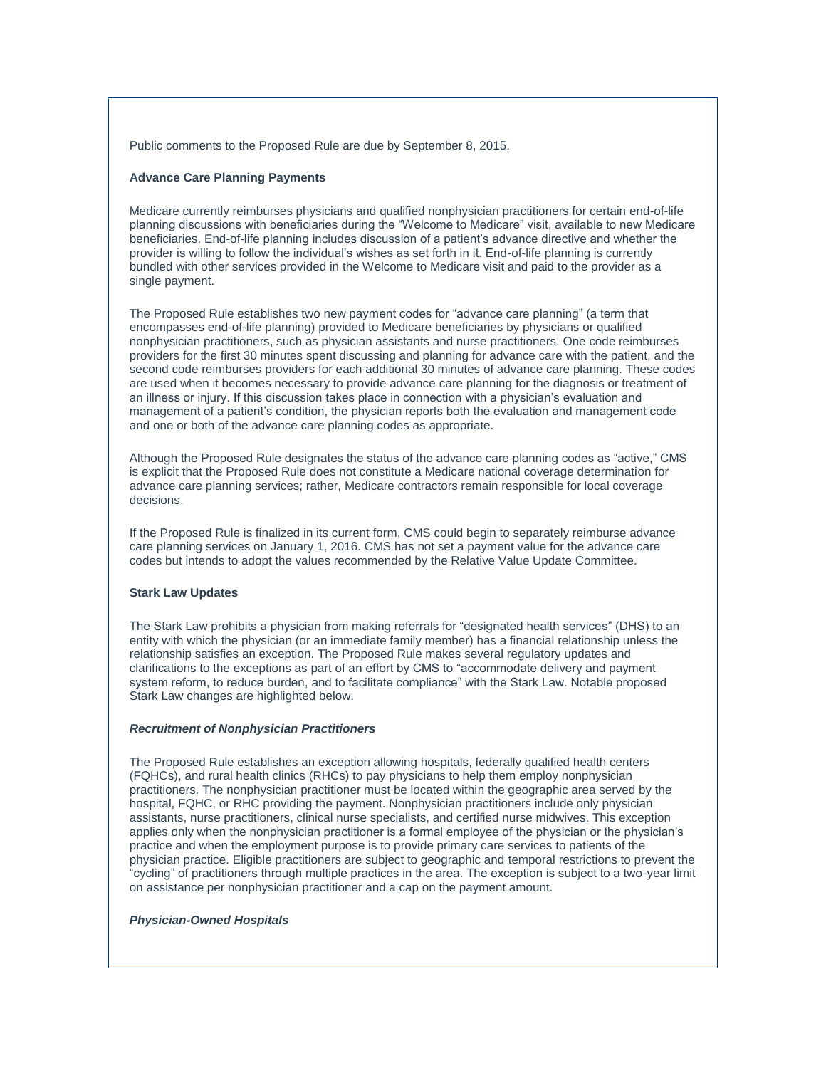Public comments to the Proposed Rule are due by September 8, 2015.

**Advance Care Planning Payments**

Medicare currently reimburses physicians and qualified nonphysician practitioners for certain end-of-life planning discussions with beneficiaries during the "Welcome to Medicare" visit, available to new Medicare beneficiaries. End-of-life planning includes discussion of a patient's advance directive and whether the provider is willing to follow the individual's wishes as set forth in it. End-of-life planning is currently bundled with other services provided in the Welcome to Medicare visit and paid to the provider as a single payment.

The Proposed Rule establishes two new payment codes for "advance care planning" (a term that encompasses end-of-life planning) provided to Medicare beneficiaries by physicians or qualified nonphysician practitioners, such as physician assistants and nurse practitioners. One code reimburses providers for the first 30 minutes spent discussing and planning for advance care with the patient, and the second code reimburses providers for each additional 30 minutes of advance care planning. These codes are used when it becomes necessary to provide advance care planning for the diagnosis or treatment of an illness or injury. If this discussion takes place in connection with a physician's evaluation and management of a patient's condition, the physician reports both the evaluation and management code and one or both of the advance care planning codes as appropriate.

Although the Proposed Rule designates the status of the advance care planning codes as "active," CMS is explicit that the Proposed Rule does not constitute a Medicare national coverage determination for advance care planning services; rather, Medicare contractors remain responsible for local coverage decisions.

If the Proposed Rule is finalized in its current form, CMS could begin to separately reimburse advance care planning services on January 1, 2016. CMS has not set a payment value for the advance care codes but intends to adopt the values recommended by the Relative Value Update Committee.

**Stark Law Updates**

The Stark Law prohibits a physician from making referrals for "designated health services" (DHS) to an entity with which the physician (or an immediate family member) has a financial relationship unless the relationship satisfies an exception. The Proposed Rule makes several regulatory updates and clarifications to the exceptions as part of an effort by CMS to "accommodate delivery and payment system reform, to reduce burden, and to facilitate compliance" with the Stark Law. Notable proposed Stark Law changes are highlighted below.

***Recruitment of Nonphysician Practitioners***

The Proposed Rule establishes an exception allowing hospitals, federally qualified health centers (FQHCs), and rural health clinics (RHCs) to pay physicians to help them employ nonphysician practitioners. The nonphysician practitioner must be located within the geographic area served by the hospital, FQHC, or RHC providing the payment. Nonphysician practitioners include only physician assistants, nurse practitioners, clinical nurse specialists, and certified nurse midwives. This exception applies only when the nonphysician practitioner is a formal employee of the physician or the physician's practice and when the employment purpose is to provide primary care services to patients of the physician practice. Eligible practitioners are subject to geographic and temporal restrictions to prevent the "cycling" of practitioners through multiple practices in the area. The exception is subject to a two-year limit on assistance per nonphysician practitioner and a cap on the payment amount.

***Physician-Owned Hospitals***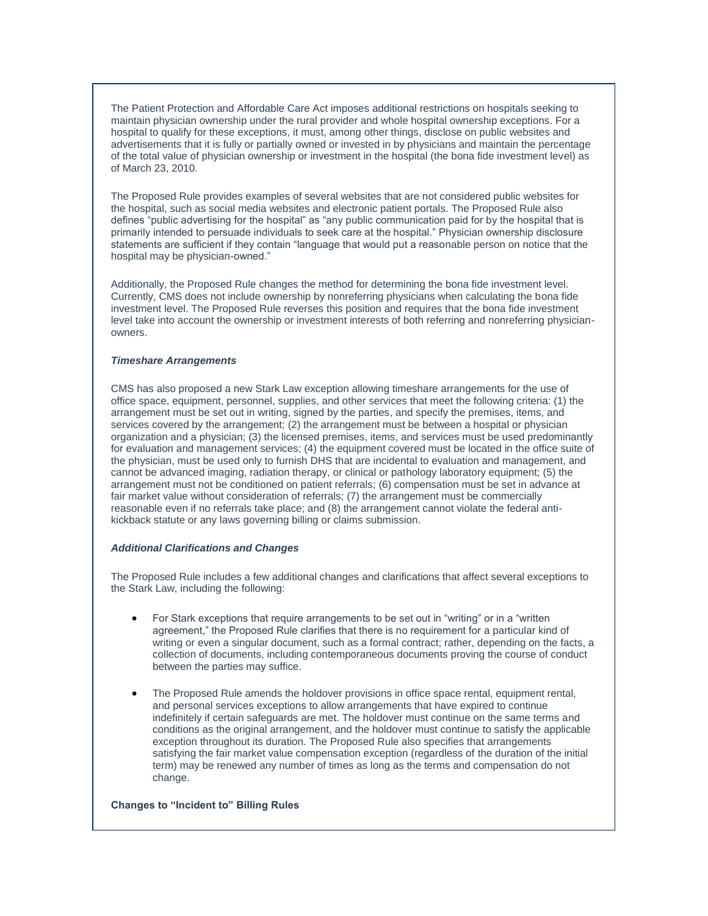The Patient Protection and Affordable Care Act imposes additional restrictions on hospitals seeking to maintain physician ownership under the rural provider and whole hospital ownership exceptions. For a hospital to qualify for these exceptions, it must, among other things, disclose on public websites and advertisements that it is fully or partially owned or invested in by physicians and maintain the percentage of the total value of physician ownership or investment in the hospital (the bona fide investment level) as of March 23, 2010.

The Proposed Rule provides examples of several websites that are not considered public websites for the hospital, such as social media websites and electronic patient portals. The Proposed Rule also defines "public advertising for the hospital" as "any public communication paid for by the hospital that is primarily intended to persuade individuals to seek care at the hospital." Physician ownership disclosure statements are sufficient if they contain "language that would put a reasonable person on notice that the hospital may be physician-owned."

Additionally, the Proposed Rule changes the method for determining the bona fide investment level. Currently, CMS does not include ownership by nonreferring physicians when calculating the bona fide investment level. The Proposed Rule reverses this position and requires that the bona fide investment level take into account the ownership or investment interests of both referring and nonreferring physician-owners.

***Timeshare Arrangements***

CMS has also proposed a new Stark Law exception allowing timeshare arrangements for the use of office space, equipment, personnel, supplies, and other services that meet the following criteria: (1) the arrangement must be set out in writing, signed by the parties, and specify the premises, items, and services covered by the arrangement; (2) the arrangement must be between a hospital or physician organization and a physician; (3) the licensed premises, items, and services must be used predominantly for evaluation and management services; (4) the equipment covered must be located in the office suite of the physician, must be used only to furnish DHS that are incidental to evaluation and management, and cannot be advanced imaging, radiation therapy, or clinical or pathology laboratory equipment; (5) the arrangement must not be conditioned on patient referrals; (6) compensation must be set in advance at fair market value without consideration of referrals; (7) the arrangement must be commercially reasonable even if no referrals take place; and (8) the arrangement cannot violate the federal anti-kickback statute or any laws governing billing or claims submission.

***Additional Clarifications and Changes***

The Proposed Rule includes a few additional changes and clarifications that affect several exceptions to the Stark Law, including the following:

- For Stark exceptions that require arrangements to be set out in "writing" or in a "written agreement," the Proposed Rule clarifies that there is no requirement for a particular kind of writing or even a singular document, such as a formal contract; rather, depending on the facts, a collection of documents, including contemporaneous documents proving the course of conduct between the parties may suffice.

- The Proposed Rule amends the holdover provisions in office space rental, equipment rental, and personal services exceptions to allow arrangements that have expired to continue indefinitely if certain safeguards are met. The holdover must continue on the same terms and conditions as the original arrangement, and the holdover must continue to satisfy the applicable exception throughout its duration. The Proposed Rule also specifies that arrangements satisfying the fair market value compensation exception (regardless of the duration of the initial term) may be renewed any number of times as long as the terms and compensation do not change.

**Changes to "Incident to" Billing Rules**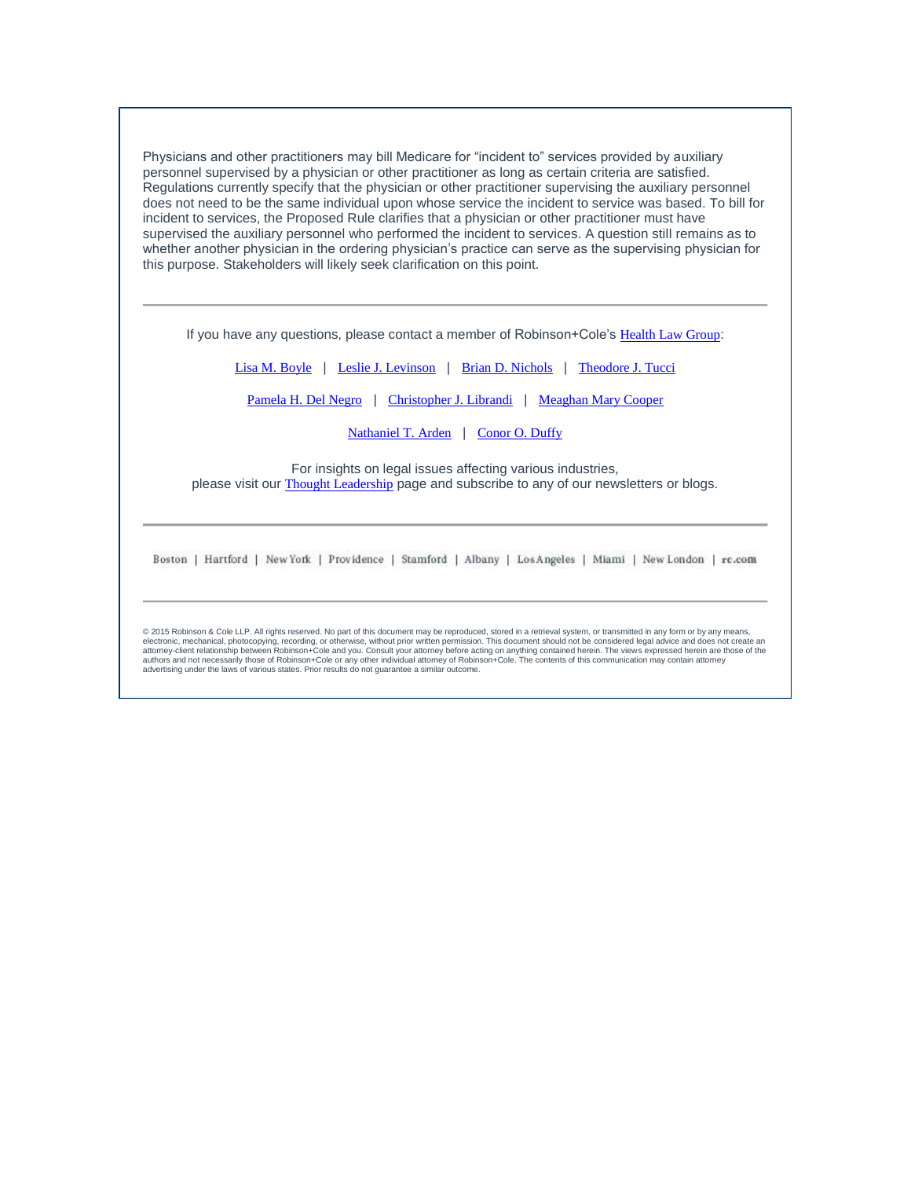Physicians and other practitioners may bill Medicare for "incident to" services provided by auxiliary personnel supervised by a physician or other practitioner as long as certain criteria are satisfied. Regulations currently specify that the physician or other practitioner supervising the auxiliary personnel does not need to be the same individual upon whose service the incident to service was based. To bill for incident to services, the Proposed Rule clarifies that a physician or other practitioner must have supervised the auxiliary personnel who performed the incident to services. A question still remains as to whether another physician in the ordering physician's practice can serve as the supervising physician for this purpose. Stakeholders will likely seek clarification on this point.

---

If you have any questions, please contact a member of Robinson+Cole's Health Law Group:

Lisa M. Boyle | Leslie J. Levinson | Brian D. Nichols | Theodore J. Tucci

Pamela H. Del Negro | Christopher J. Librandi | Meaghan Mary Cooper

Nathaniel T. Arden | Conor O. Duffy

For insights on legal issues affecting various industries, please visit our Thought Leadership page and subscribe to any of our newsletters or blogs.

---

Boston | Hartford | New York | Providence | Stamford | Albany | Los Angeles | Miami | New London | rc.com

---

© 2015 Robinson & Cole LLP. All rights reserved. No part of this document may be reproduced, stored in a retrieval system, or transmitted in any form or by any means, electronic, mechanical, photocopying, recording, or otherwise, without prior written permission. This document should not be considered legal advice and does not create an attorney-client relationship between Robinson+Cole and you. Consult your attorney before acting on anything contained herein. The views expressed herein are those of the authors and not necessarily those of Robinson+Cole or any other individual attorney of Robinson+Cole. The contents of this communication may contain attorney advertising under the laws of various states. Prior results do not guarantee a similar outcome.